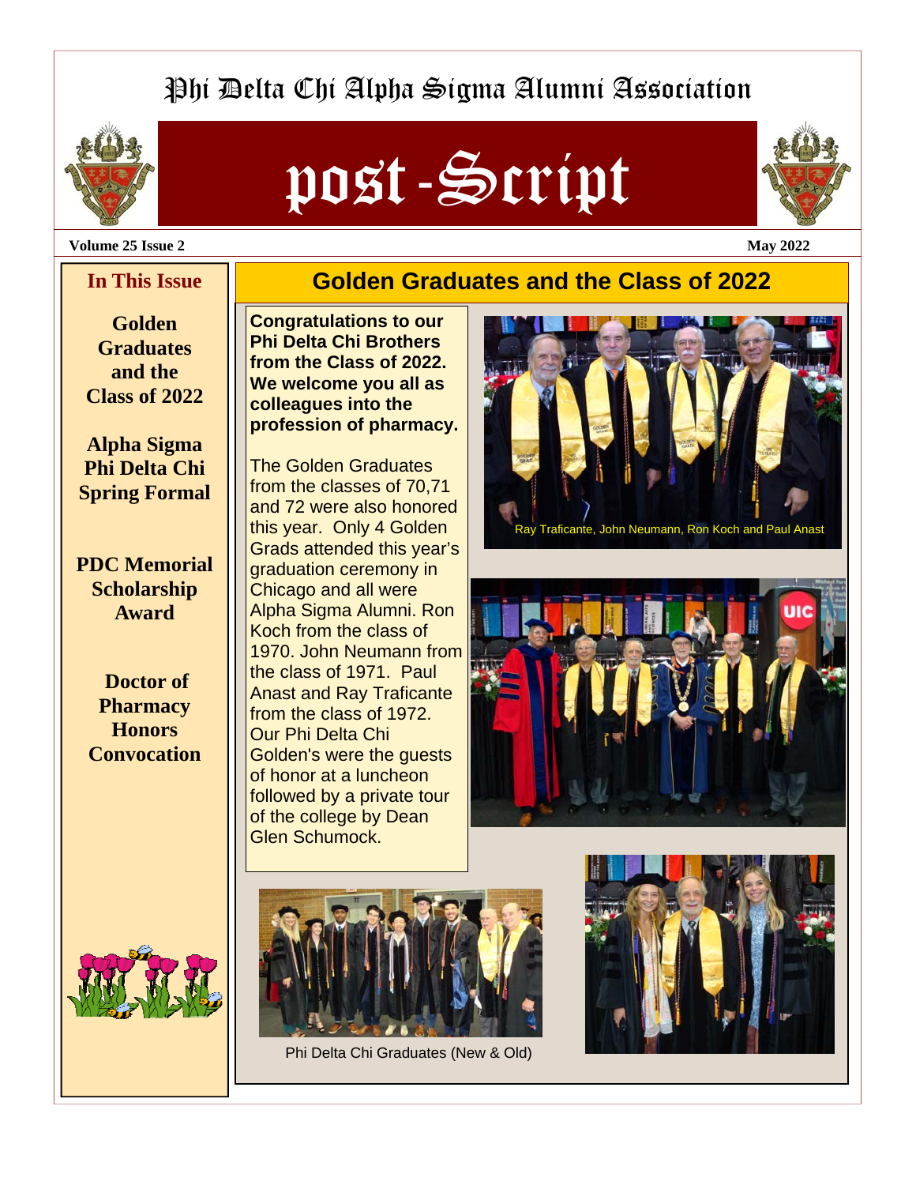# Phi Delta Chi Alpha Sigma Alumni Association

# post-Script

**Volume 25 Issue 2** **May 2022**

### In This Issue

**Golden Graduates and the Class of 2022**

**Alpha Sigma Phi Delta Chi Spring Formal**

**PDC Memorial Scholarship Award**

**Doctor of Pharmacy Honors Convocation**

## Golden Graduates and the Class of 2022

**Congratulations to our Phi Delta Chi Brothers from the Class of 2022. We welcome you all as colleagues into the profession of pharmacy.**

The Golden Graduates from the classes of 70,71 and 72 were also honored this year. Only 4 Golden Grads attended this year's graduation ceremony in Chicago and all were Alpha Sigma Alumni. Ron Koch from the class of 1970. John Neumann from the class of 1971. Paul Anast and Ray Traficante from the class of 1972. Our Phi Delta Chi Golden's were the guests of honor at a luncheon followed by a private tour of the college by Dean Glen Schumock.

Ray Traficante, John Neumann, Ron Koch and Paul Anast

Phi Delta Chi Graduates (New & Old)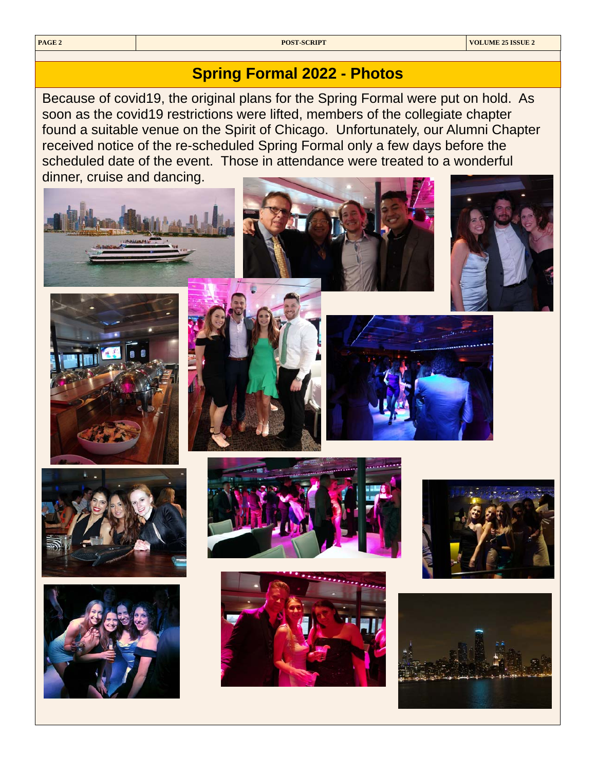## Spring Formal 2022 - Photos

Because of covid19, the original plans for the Spring Formal were put on hold. As soon as the covid19 restrictions were lifted, members of the collegiate chapter found a suitable venue on the Spirit of Chicago. Unfortunately, our Alumni Chapter received notice of the re-scheduled Spring Formal only a few days before the scheduled date of the event. Those in attendance were treated to a wonderful dinner, cruise and dancing.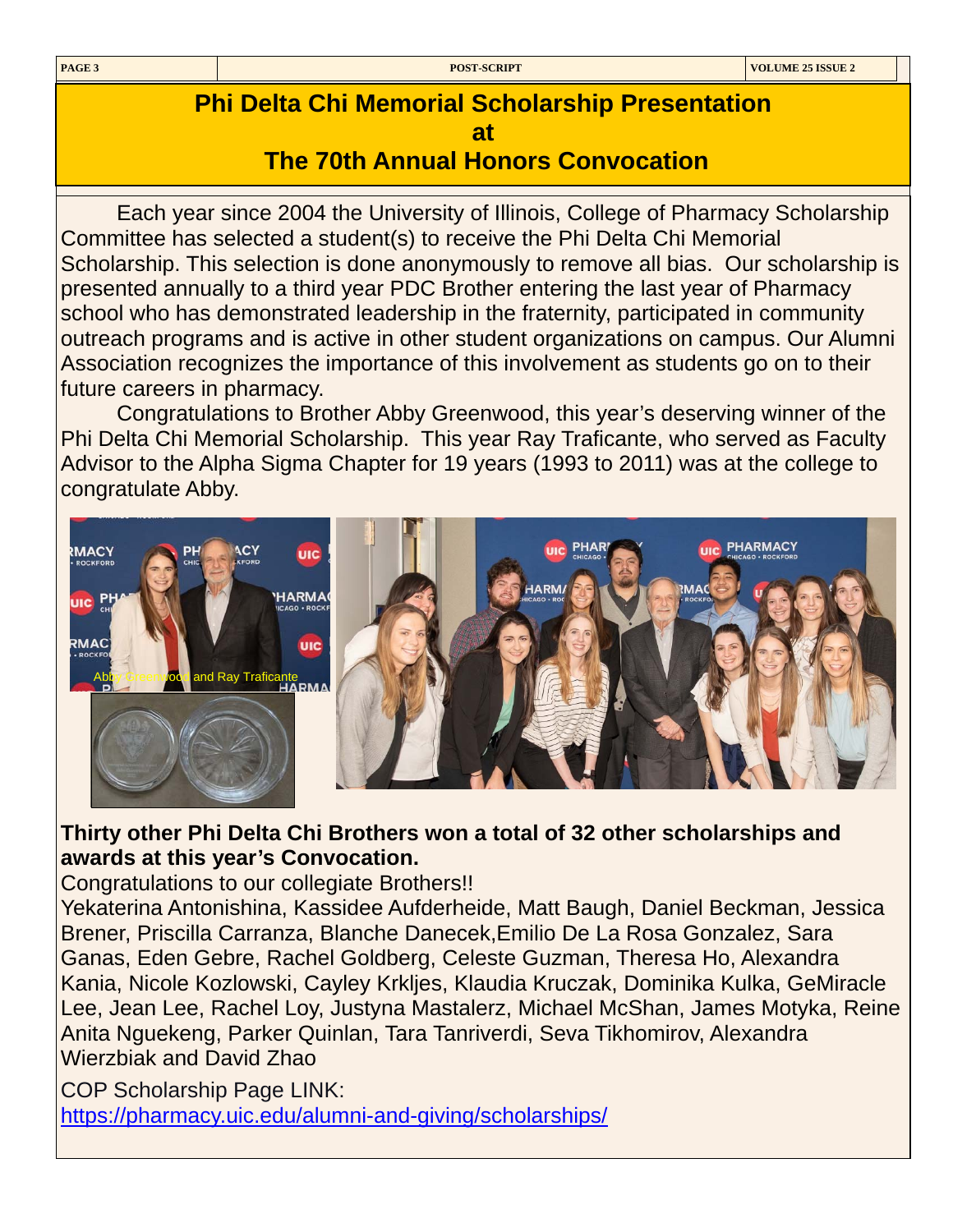# Phi Delta Chi Memorial Scholarship Presentation at The 70th Annual Honors Convocation

Each year since 2004 the University of Illinois, College of Pharmacy Scholarship Committee has selected a student(s) to receive the Phi Delta Chi Memorial Scholarship. This selection is done anonymously to remove all bias. Our scholarship is presented annually to a third year PDC Brother entering the last year of Pharmacy school who has demonstrated leadership in the fraternity, participated in community outreach programs and is active in other student organizations on campus. Our Alumni Association recognizes the importance of this involvement as students go on to their future careers in pharmacy.

Congratulations to Brother Abby Greenwood, this year's deserving winner of the Phi Delta Chi Memorial Scholarship. This year Ray Traficante, who served as Faculty Advisor to the Alpha Sigma Chapter for 19 years (1993 to 2011) was at the college to congratulate Abby.

Abby Greenwood and Ray Traficante

**Thirty other Phi Delta Chi Brothers won a total of 32 other scholarships and awards at this year's Convocation.**

Congratulations to our collegiate Brothers!!

Yekaterina Antonishina, Kassidee Aufderheide, Matt Baugh, Daniel Beckman, Jessica Brener, Priscilla Carranza, Blanche Danecek,Emilio De La Rosa Gonzalez, Sara Ganas, Eden Gebre, Rachel Goldberg, Celeste Guzman, Theresa Ho, Alexandra Kania, Nicole Kozlowski, Cayley Krkljes, Klaudia Kruczak, Dominika Kulka, GeMiracle Lee, Jean Lee, Rachel Loy, Justyna Mastalerz, Michael McShan, James Motyka, Reine Anita Nguekeng, Parker Quinlan, Tara Tanriverdi, Seva Tikhomirov, Alexandra Wierzbiak and David Zhao

COP Scholarship Page LINK:
https://pharmacy.uic.edu/alumni-and-giving/scholarships/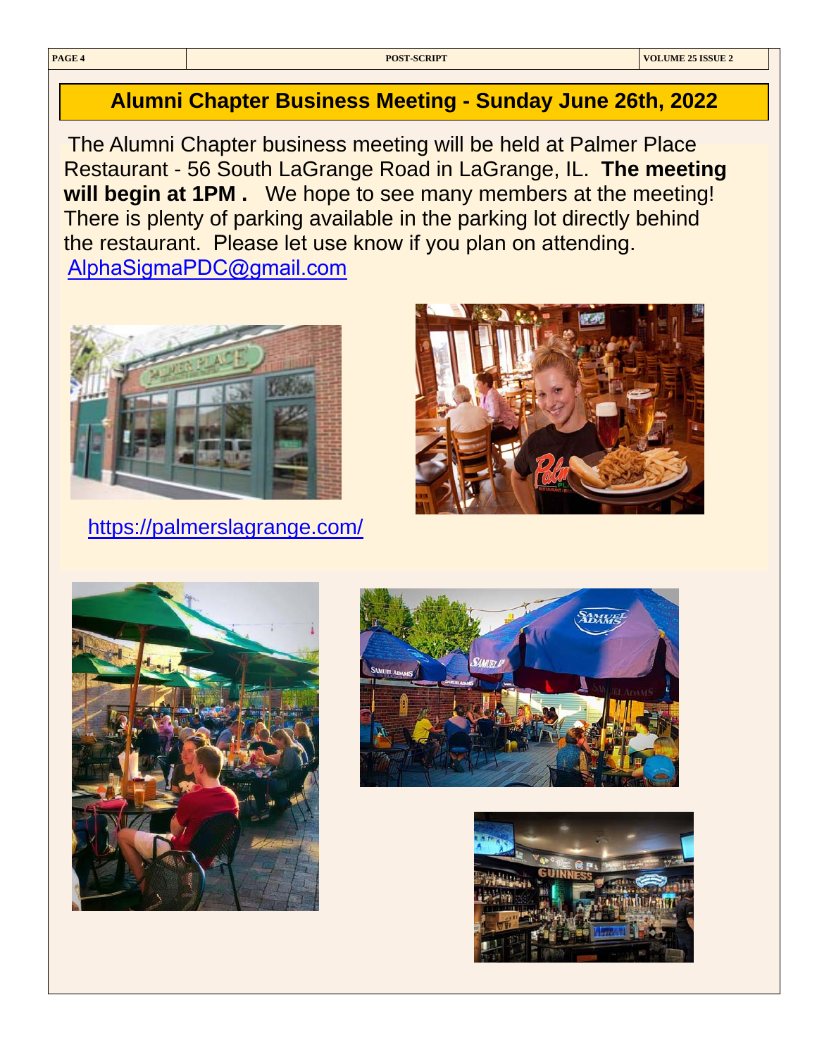## Alumni Chapter Business Meeting - Sunday June 26th, 2022

The Alumni Chapter business meeting will be held at Palmer Place Restaurant - 56 South LaGrange Road in LaGrange, IL. **The meeting will begin at 1PM .** We hope to see many members at the meeting! There is plenty of parking available in the parking lot directly behind the restaurant. Please let use know if you plan on attending. AlphaSigmaPDC@gmail.com

https://palmerslagrange.com/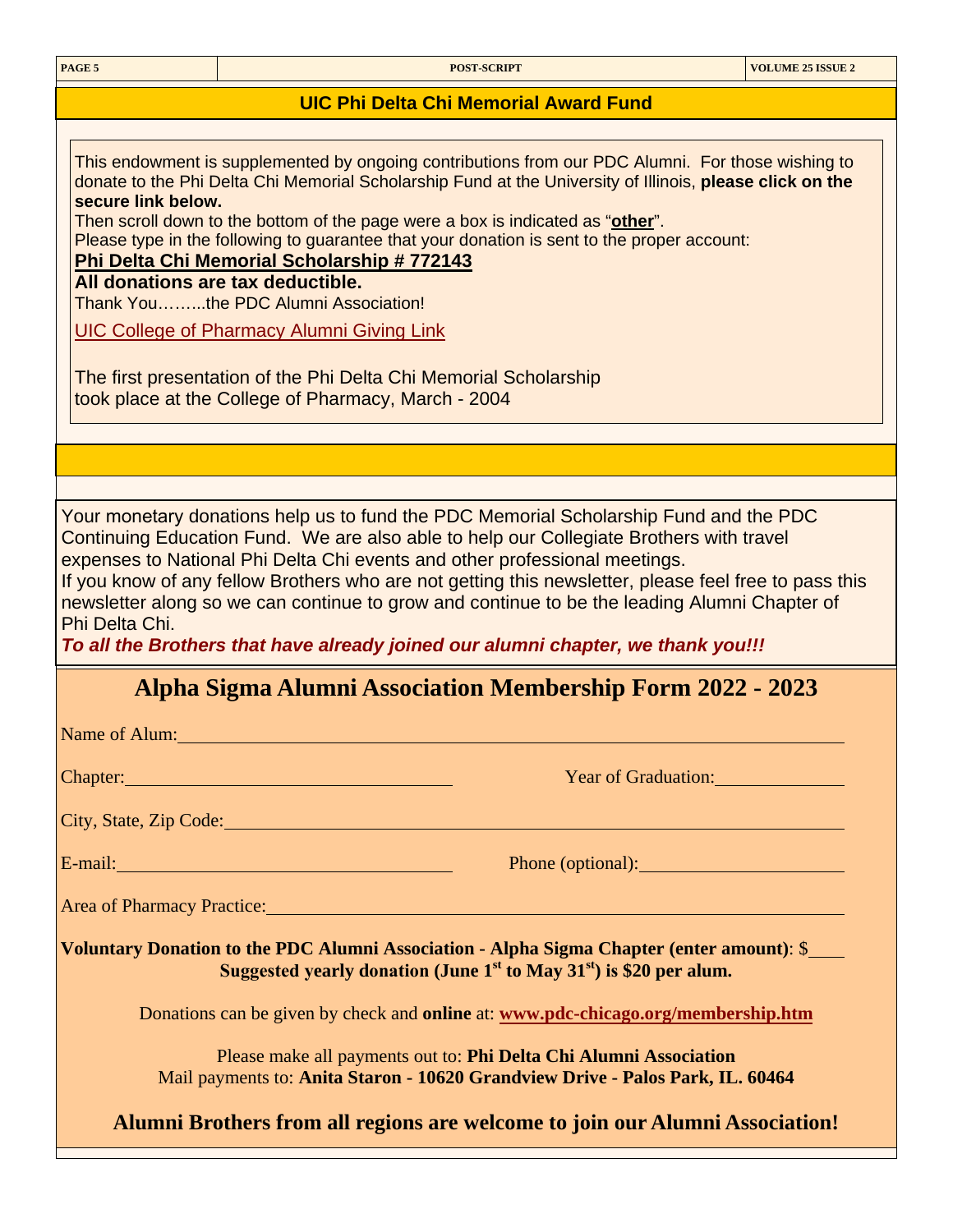## UIC Phi Delta Chi Memorial Award Fund

This endowment is supplemented by ongoing contributions from our PDC Alumni. For those wishing to donate to the Phi Delta Chi Memorial Scholarship Fund at the University of Illinois, **please click on the secure link below.**

Then scroll down to the bottom of the page were a box is indicated as "**other**".

Please type in the following to guarantee that your donation is sent to the proper account:

**Phi Delta Chi Memorial Scholarship # 772143**

**All donations are tax deductible.**

Thank You……..the PDC Alumni Association!

UIC College of Pharmacy Alumni Giving Link

The first presentation of the Phi Delta Chi Memorial Scholarship took place at the College of Pharmacy, March - 2004

Your monetary donations help us to fund the PDC Memorial Scholarship Fund and the PDC Continuing Education Fund. We are also able to help our Collegiate Brothers with travel expenses to National Phi Delta Chi events and other professional meetings.

If you know of any fellow Brothers who are not getting this newsletter, please feel free to pass this newsletter along so we can continue to grow and continue to be the leading Alumni Chapter of Phi Delta Chi.

***To all the Brothers that have already joined our alumni chapter, we thank you!!!***

## Alpha Sigma Alumni Association Membership Form 2022 - 2023

Name of Alum: ____________________

Chapter: ____________________ Year of Graduation: ____________________

City, State, Zip Code: ____________________

E-mail: ____________________ Phone (optional): ____________________

Area of Pharmacy Practice: ____________________

**Voluntary Donation to the PDC Alumni Association - Alpha Sigma Chapter (enter amount)**: $____

**Suggested yearly donation (June 1st to May 31st) is $20 per alum.**

Donations can be given by check and **online** at: **www.pdc-chicago.org/membership.htm**

Please make all payments out to: **Phi Delta Chi Alumni Association**

Mail payments to: **Anita Staron - 10620 Grandview Drive - Palos Park, IL. 60464**

**Alumni Brothers from all regions are welcome to join our Alumni Association!**